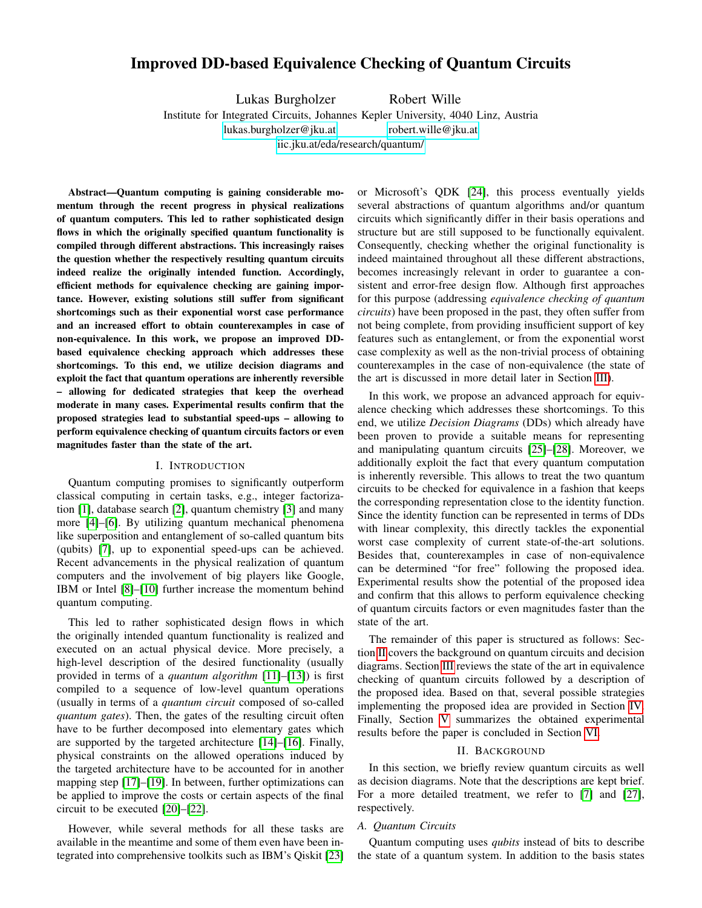# Improved DD-based Equivalence Checking of Quantum Circuits

Lukas Burgholzer Robert Wille

Institute for Integrated Circuits, Johannes Kepler University, 4040 Linz, Austria

lukas.burgholzer@jku.at robert.wille@jku.at

iic.jku.at/eda/research/quantum/

***Abstract*—Quantum computing is gaining considerable momentum through the recent progress in physical realizations of quantum computers. This led to rather sophisticated design flows in which the originally specified quantum functionality is compiled through different abstractions. This increasingly raises the question whether the respectively resulting quantum circuits indeed realize the originally intended function. Accordingly, efficient methods for equivalence checking are gaining importance. However, existing solutions still suffer from significant shortcomings such as their exponential worst case performance and an increased effort to obtain counterexamples in case of non-equivalence. In this work, we propose an improved DD-based equivalence checking approach which addresses these shortcomings. To this end, we utilize decision diagrams and exploit the fact that quantum operations are inherently reversible – allowing for dedicated strategies that keep the overhead moderate in many cases. Experimental results confirm that the proposed strategies lead to substantial speed-ups – allowing to perform equivalence checking of quantum circuits factors or even magnitudes faster than the state of the art.**

## I. Introduction

Quantum computing promises to significantly outperform classical computing in certain tasks, e.g., integer factorization [1], database search [2], quantum chemistry [3] and many more [4]–[6]. By utilizing quantum mechanical phenomena like superposition and entanglement of so-called quantum bits (qubits) [7], up to exponential speed-ups can be achieved. Recent advancements in the physical realization of quantum computers and the involvement of big players like Google, IBM or Intel [8]–[10] further increase the momentum behind quantum computing.

This led to rather sophisticated design flows in which the originally intended quantum functionality is realized and executed on an actual physical device. More precisely, a high-level description of the desired functionality (usually provided in terms of a *quantum algorithm* [11]–[13]) is first compiled to a sequence of low-level quantum operations (usually in terms of a *quantum circuit* composed of so-called *quantum gates*). Then, the gates of the resulting circuit often have to be further decomposed into elementary gates which are supported by the targeted architecture [14]–[16]. Finally, physical constraints on the allowed operations induced by the targeted architecture have to be accounted for in another mapping step [17]–[19]. In between, further optimizations can be applied to improve the costs or certain aspects of the final circuit to be executed [20]–[22].

However, while several methods for all these tasks are available in the meantime and some of them even have been integrated into comprehensive toolkits such as IBM's Qiskit [23] or Microsoft's QDK [24], this process eventually yields several abstractions of quantum algorithms and/or quantum circuits which significantly differ in their basis operations and structure but are still supposed to be functionally equivalent. Consequently, checking whether the original functionality is indeed maintained throughout all these different abstractions, becomes increasingly relevant in order to guarantee a consistent and error-free design flow. Although first approaches for this purpose (addressing *equivalence checking of quantum circuits*) have been proposed in the past, they often suffer from not being complete, from providing insufficient support of key features such as entanglement, or from the exponential worst case complexity as well as the non-trivial process of obtaining counterexamples in the case of non-equivalence (the state of the art is discussed in more detail later in Section III).

In this work, we propose an advanced approach for equivalence checking which addresses these shortcomings. To this end, we utilize *Decision Diagrams* (DDs) which already have been proven to provide a suitable means for representing and manipulating quantum circuits [25]–[28]. Moreover, we additionally exploit the fact that every quantum computation is inherently reversible. This allows to treat the two quantum circuits to be checked for equivalence in a fashion that keeps the corresponding representation close to the identity function. Since the identity function can be represented in terms of DDs with linear complexity, this directly tackles the exponential worst case complexity of current state-of-the-art solutions. Besides that, counterexamples in case of non-equivalence can be determined "for free" following the proposed idea. Experimental results show the potential of the proposed idea and confirm that this allows to perform equivalence checking of quantum circuits factors or even magnitudes faster than the state of the art.

The remainder of this paper is structured as follows: Section II covers the background on quantum circuits and decision diagrams. Section III reviews the state of the art in equivalence checking of quantum circuits followed by a description of the proposed idea. Based on that, several possible strategies implementing the proposed idea are provided in Section IV. Finally, Section V summarizes the obtained experimental results before the paper is concluded in Section VI.

## II. Background

In this section, we briefly review quantum circuits as well as decision diagrams. Note that the descriptions are kept brief. For a more detailed treatment, we refer to [7] and [27], respectively.

### A. Quantum Circuits

Quantum computing uses *qubits* instead of bits to describe the state of a quantum system. In addition to the basis states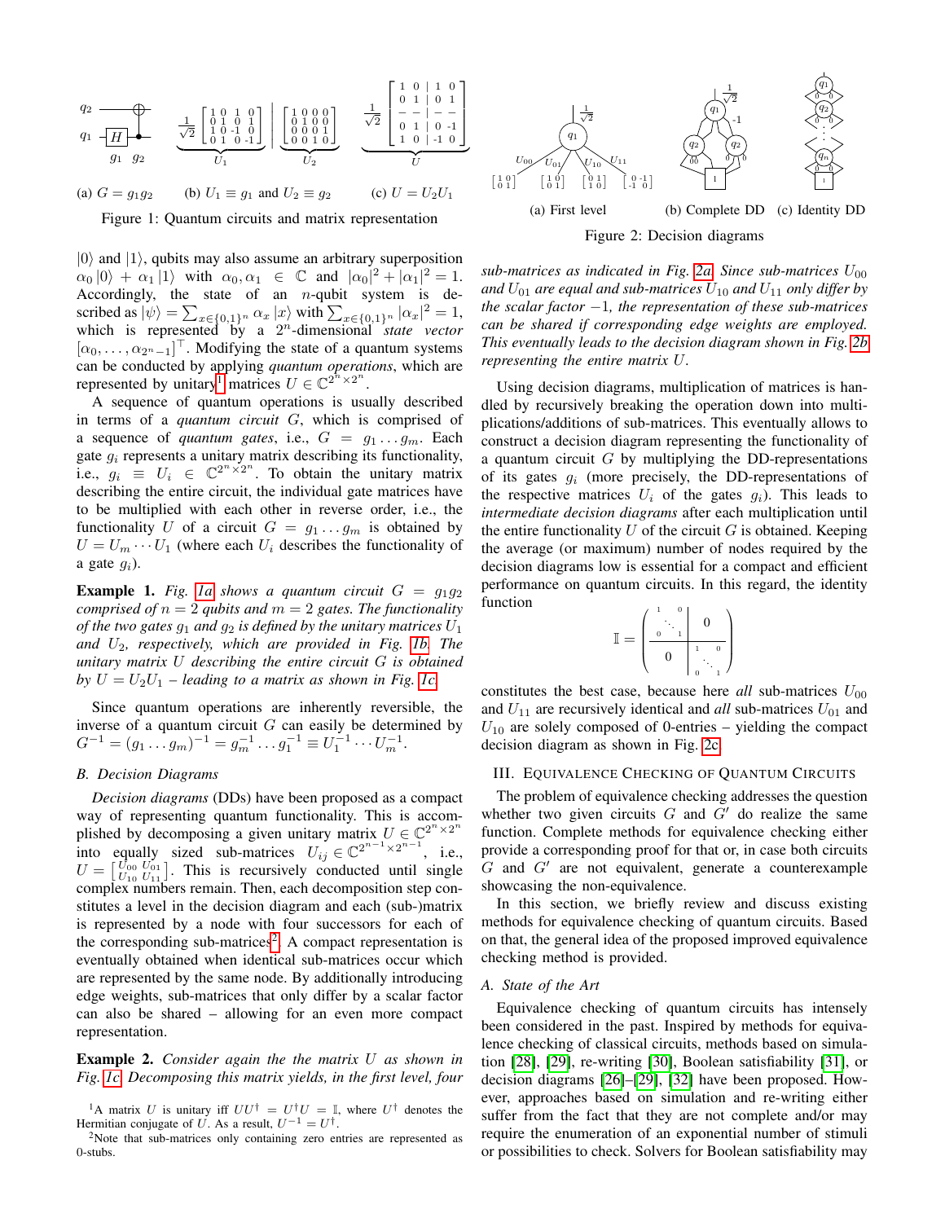(a) $G = g_1 g_2$ (b) $U_1 \equiv g_1$ and $U_2 \equiv g_2$ (c) $U = U_2 U_1$

Figure 1: Quantum circuits and matrix representation

$|0\rangle$ and $|1\rangle$, qubits may also assume an arbitrary superposition $\alpha_0 |0\rangle + \alpha_1 |1\rangle$ with $\alpha_0, \alpha_1 \in \mathbb{C}$ and $|\alpha_0|^2 + |\alpha_1|^2 = 1$. Accordingly, the state of an $n$-qubit system is described as $|\psi\rangle = \sum_{x\in\{0,1\}^n} \alpha_x |x\rangle$ with $\sum_{x\in\{0,1\}^n} |\alpha_x|^2 = 1$, which is represented by a $2^n$-dimensional *state vector* $[\alpha_0, \ldots, \alpha_{2^n-1}]^\top$. Modifying the state of a quantum systems can be conducted by applying *quantum operations*, which are represented by unitary[1] matrices $U \in \mathbb{C}^{2^n \times 2^n}$.

A sequence of quantum operations is usually described in terms of a *quantum circuit* $G$, which is comprised of a sequence of *quantum gates*, i.e., $G = g_1 \ldots g_m$. Each gate $g_i$ represents a unitary matrix describing its functionality, i.e., $g_i \equiv U_i \in \mathbb{C}^{2^n \times 2^n}$. To obtain the unitary matrix describing the entire circuit, the individual gate matrices have to be multiplied with each other in reverse order, i.e., the functionality $U$ of a circuit $G = g_1 \ldots g_m$ is obtained by $U = U_m \cdots U_1$ (where each $U_i$ describes the functionality of a gate $g_i$).

**Example 1.** *Fig. 1a shows a quantum circuit $G = g_1 g_2$ comprised of $n = 2$ qubits and $m = 2$ gates. The functionality of the two gates $g_1$ and $g_2$ is defined by the unitary matrices $U_1$ and $U_2$, respectively, which are provided in Fig. 1b. The unitary matrix $U$ describing the entire circuit $G$ is obtained by $U = U_2 U_1$ – leading to a matrix as shown in Fig. 1c.*

Since quantum operations are inherently reversible, the inverse of a quantum circuit $G$ can easily be determined by $G^{-1} = (g_1 \ldots g_m)^{-1} = g_m^{-1} \ldots g_1^{-1} \equiv U_1^{-1} \cdots U_m^{-1}$.

### B. Decision Diagrams

*Decision diagrams* (DDs) have been proposed as a compact way of representing quantum functionality. This is accomplished by decomposing a given unitary matrix $U \in \mathbb{C}^{2^n \times 2^n}$ into equally sized sub-matrices $U_{ij} \in \mathbb{C}^{2^{n-1} \times 2^{n-1}}$, i.e., $U = \begin{bmatrix} U_{00} & U_{01} \\ U_{10} & U_{11} \end{bmatrix}$. This is recursively conducted until single complex numbers remain. Then, each decomposition step constitutes a level in the decision diagram and each (sub-)matrix is represented by a node with four successors for each of the corresponding sub-matrices[2]. A compact representation is eventually obtained when identical sub-matrices occur which are represented by the same node. By additionally introducing edge weights, sub-matrices that only differ by a scalar factor can also be shared – allowing for an even more compact representation.

**Example 2.** *Consider again the the matrix $U$ as shown in Fig. 1c. Decomposing this matrix yields, in the first level, four sub-matrices as indicated in Fig. 2a. Since sub-matrices $U_{00}$ and $U_{01}$ are equal and sub-matrices $U_{10}$ and $U_{11}$ only differ by the scalar factor $-1$, the representation of these sub-matrices can be shared if corresponding edge weights are employed. This eventually leads to the decision diagram shown in Fig. 2b representing the entire matrix $U$.*

[1] A matrix $U$ is unitary iff $UU^\dagger = U^\dagger U = \mathbb{I}$, where $U^\dagger$ denotes the Hermitian conjugate of $U$. As a result, $U^{-1} = U^\dagger$.

[2] Note that sub-matrices only containing zero entries are represented as 0-stubs.

(a) First level (b) Complete DD (c) Identity DD

Figure 2: Decision diagrams

Using decision diagrams, multiplication of matrices is handled by recursively breaking the operation down into multiplications/additions of sub-matrices. This eventually allows to construct a decision diagram representing the functionality of a quantum circuit $G$ by multiplying the DD-representations of its gates $g_i$ (more precisely, the DD-representations of the respective matrices $U_i$ of the gates $g_i$). This leads to *intermediate decision diagrams* after each multiplication until the entire functionality $U$ of the circuit $G$ is obtained. Keeping the average (or maximum) number of nodes required by the decision diagrams low is essential for a compact and efficient performance on quantum circuits. In this regard, the identity function

$$\mathbb{I} = \left(\begin{array}{c|c} \begin{smallmatrix} 1 & & 0 \\ & \ddots & \\ 0 & & 1 \end{smallmatrix} & 0 \\ \hline 0 & \begin{smallmatrix} 1 & & 0 \\ & \ddots & \\ 0 & & 1 \end{smallmatrix} \end{array}\right)$$

constitutes the best case, because here *all* sub-matrices $U_{00}$ and $U_{11}$ are recursively identical and *all* sub-matrices $U_{01}$ and $U_{10}$ are solely composed of 0-entries – yielding the compact decision diagram as shown in Fig. 2c.

## III. Equivalence Checking of Quantum Circuits

The problem of equivalence checking addresses the question whether two given circuits $G$ and $G'$ do realize the same function. Complete methods for equivalence checking either provide a corresponding proof for that or, in case both circuits $G$ and $G'$ are not equivalent, generate a counterexample showcasing the non-equivalence.

In this section, we briefly review and discuss existing methods for equivalence checking of quantum circuits. Based on that, the general idea of the proposed improved equivalence checking method is provided.

### A. State of the Art

Equivalence checking of quantum circuits has intensely been considered in the past. Inspired by methods for equivalence checking of classical circuits, methods based on simulation [28], [29], re-writing [30], Boolean satisfiability [31], or decision diagrams [26]–[29], [32] have been proposed. However, approaches based on simulation and re-writing either suffer from the fact that they are not complete and/or may require the enumeration of an exponential number of stimuli or possibilities to check. Solvers for Boolean satisfiability may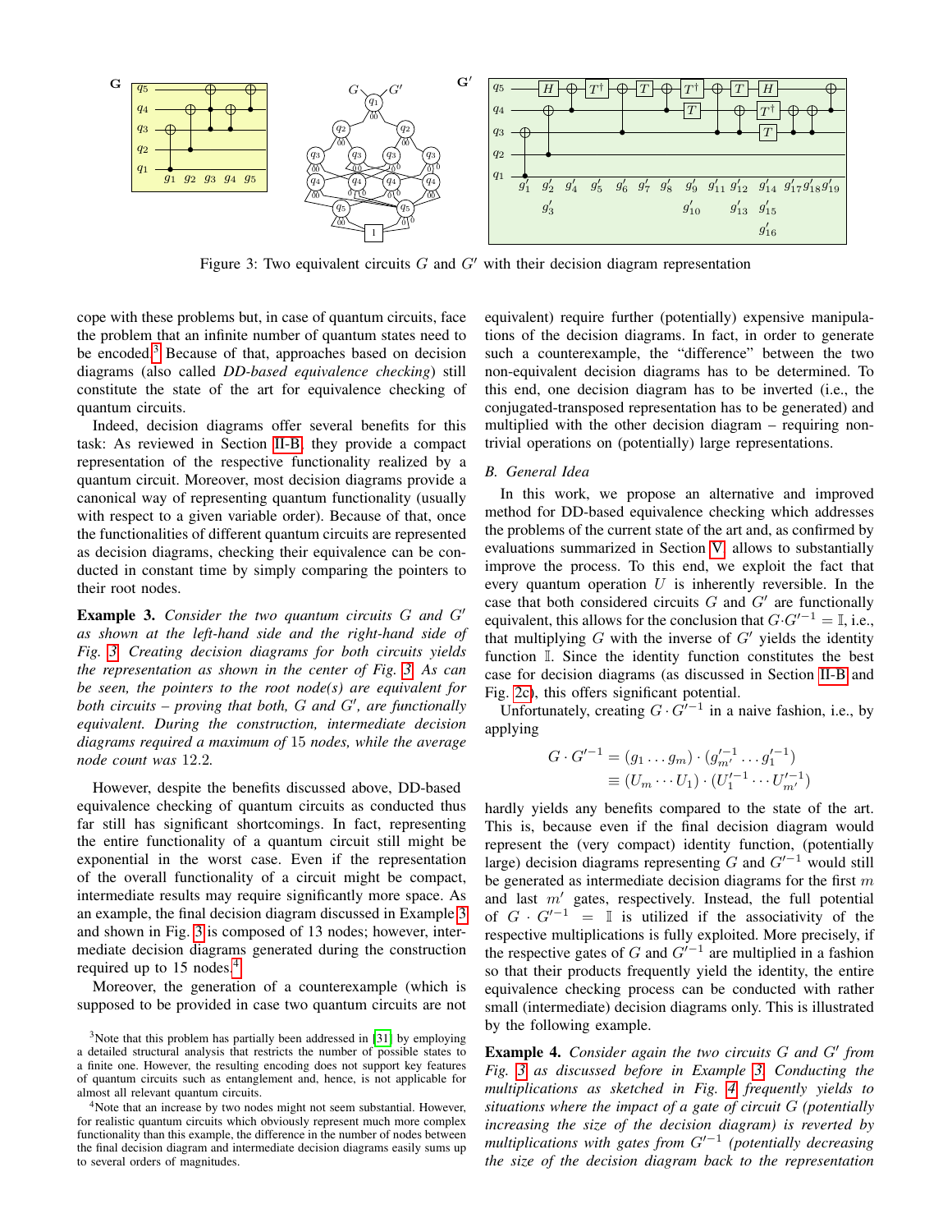Figure 3: Two equivalent circuits $G$ and $G'$ with their decision diagram representation

cope with these problems but, in case of quantum circuits, face the problem that an infinite number of quantum states need to be encoded.[3] Because of that, approaches based on decision diagrams (also called *DD-based equivalence checking*) still constitute the state of the art for equivalence checking of quantum circuits.

Indeed, decision diagrams offer several benefits for this task: As reviewed in Section II-B, they provide a compact representation of the respective functionality realized by a quantum circuit. Moreover, most decision diagrams provide a canonical way of representing quantum functionality (usually with respect to a given variable order). Because of that, once the functionalities of different quantum circuits are represented as decision diagrams, checking their equivalence can be conducted in constant time by simply comparing the pointers to their root nodes.

**Example 3.** *Consider the two quantum circuits $G$ and $G'$ as shown at the left-hand side and the right-hand side of Fig. 3. Creating decision diagrams for both circuits yields the representation as shown in the center of Fig. 3. As can be seen, the pointers to the root node(s) are equivalent for both circuits – proving that both, $G$ and $G'$, are functionally equivalent. During the construction, intermediate decision diagrams required a maximum of* 15 *nodes, while the average node count was* 12.2*.*

However, despite the benefits discussed above, DD-based equivalence checking of quantum circuits as conducted thus far still has significant shortcomings. In fact, representing the entire functionality of a quantum circuit still might be exponential in the worst case. Even if the representation of the overall functionality of a circuit might be compact, intermediate results may require significantly more space. As an example, the final decision diagram discussed in Example 3 and shown in Fig. 3 is composed of 13 nodes; however, intermediate decision diagrams generated during the construction required up to 15 nodes.[4]

Moreover, the generation of a counterexample (which is supposed to be provided in case two quantum circuits are not equivalent) require further (potentially) expensive manipulations of the decision diagrams. In fact, in order to generate such a counterexample, the "difference" between the two non-equivalent decision diagrams has to be determined. To this end, one decision diagram has to be inverted (i.e., the conjugated-transposed representation has to be generated) and multiplied with the other decision diagram – requiring non-trivial operations on (potentially) large representations.

### B. General Idea

In this work, we propose an alternative and improved method for DD-based equivalence checking which addresses the problems of the current state of the art and, as confirmed by evaluations summarized in Section V, allows to substantially improve the process. To this end, we exploit the fact that every quantum operation $U$ is inherently reversible. In the case that both considered circuits $G$ and $G'$ are functionally equivalent, this allows for the conclusion that $G \cdot G'^{-1} = \mathbb{I}$, i.e., that multiplying $G$ with the inverse of $G'$ yields the identity function $\mathbb{I}$. Since the identity function constitutes the best case for decision diagrams (as discussed in Section II-B and Fig. 2c), this offers significant potential.

Unfortunately, creating $G \cdot G'^{-1}$ in a naive fashion, i.e., by applying

$$
\begin{aligned}
G \cdot G'^{-1} &= (g_1 \dots g_m) \cdot (g'^{-1}_{m'} \dots g'^{-1}_1) \\
&\equiv (U_m \cdots U_1) \cdot (U'^{-1}_1 \cdots U'^{-1}_{m'})
\end{aligned}
$$

hardly yields any benefits compared to the state of the art. This is, because even if the final decision diagram would represent the (very compact) identity function, (potentially large) decision diagrams representing $G$ and $G'^{-1}$ would still be generated as intermediate decision diagrams for the first $m$ and last $m'$ gates, respectively. Instead, the full potential of $G \cdot G'^{-1} = \mathbb{I}$ is utilized if the associativity of the respective multiplications is fully exploited. More precisely, if the respective gates of $G$ and $G'^{-1}$ are multiplied in a fashion so that their products frequently yield the identity, the entire equivalence checking process can be conducted with rather small (intermediate) decision diagrams only. This is illustrated by the following example.

**Example 4.** *Consider again the two circuits $G$ and $G'$ from Fig. 3 as discussed before in Example 3. Conducting the multiplications as sketched in Fig. 4 frequently yields to situations where the impact of a gate of circuit $G$ (potentially increasing the size of the decision diagram) is reverted by multiplications with gates from $G'^{-1}$ (potentially decreasing the size of the decision diagram back to the representation*

[3] Note that this problem has partially been addressed in [31] by employing a detailed structural analysis that restricts the number of possible states to a finite one. However, the resulting encoding does not support key features of quantum circuits such as entanglement and, hence, is not applicable for almost all relevant quantum circuits.

[4] Note that an increase by two nodes might not seem substantial. However, for realistic quantum circuits which obviously represent much more complex functionality than this example, the difference in the number of nodes between the final decision diagram and intermediate decision diagrams easily sums up to several orders of magnitudes.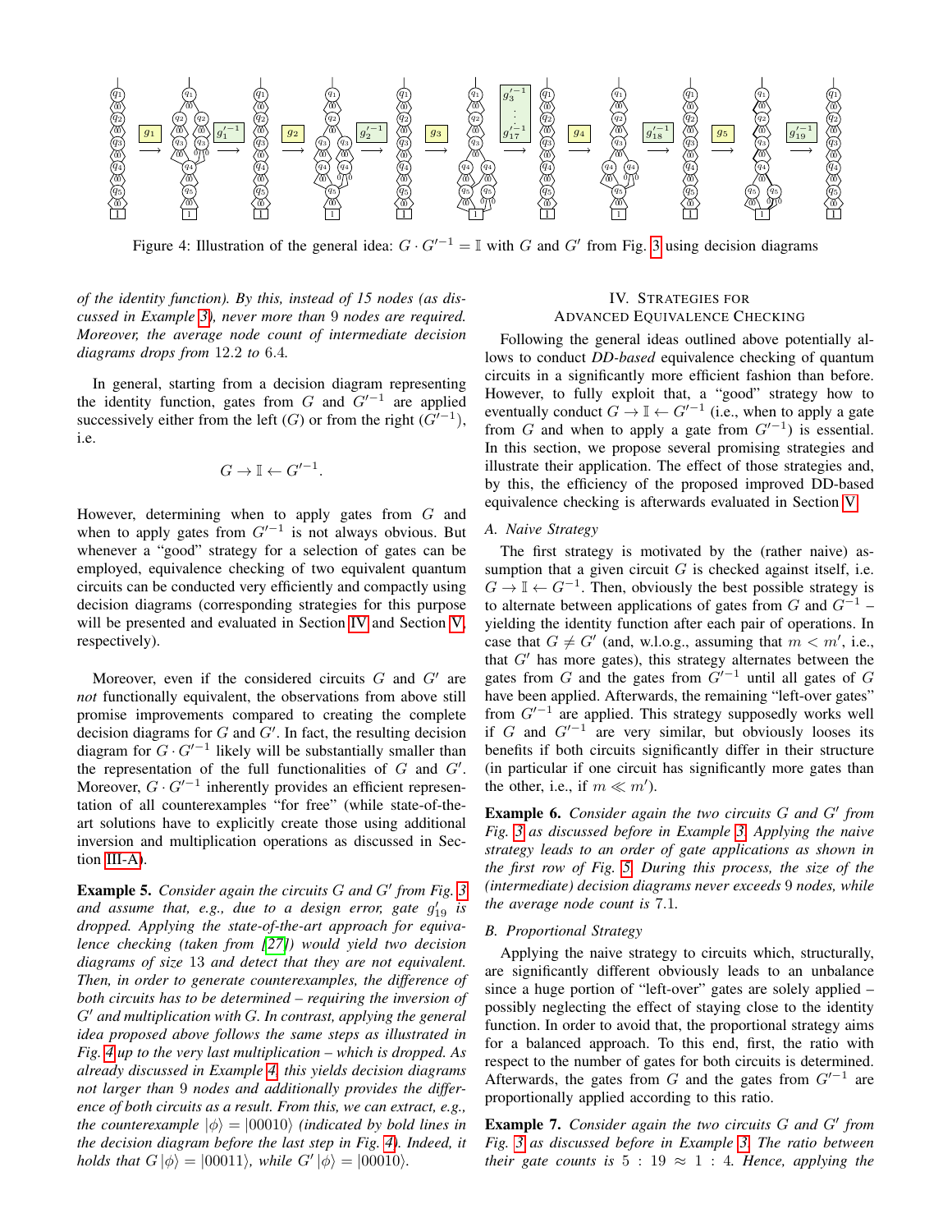Figure 4: Illustration of the general idea: $G \cdot G'^{-1} = \mathbb{I}$ with $G$ and $G'$ from Fig. 3 using decision diagrams

*of the identity function). By this, instead of 15 nodes (as discussed in Example 3), never more than 9 nodes are required. Moreover, the average node count of intermediate decision diagrams drops from 12.2 to 6.4.*

In general, starting from a decision diagram representing the identity function, gates from $G$ and $G'^{-1}$ are applied successively either from the left ($G$) or from the right ($G'^{-1}$), i.e.

$$G \rightarrow \mathbb{I} \leftarrow G'^{-1}.$$

However, determining when to apply gates from $G$ and when to apply gates from $G'^{-1}$ is not always obvious. But whenever a "good" strategy for a selection of gates can be employed, equivalence checking of two equivalent quantum circuits can be conducted very efficiently and compactly using decision diagrams (corresponding strategies for this purpose will be presented and evaluated in Section IV and Section V, respectively).

Moreover, even if the considered circuits $G$ and $G'$ are *not* functionally equivalent, the observations from above still promise improvements compared to creating the complete decision diagrams for $G$ and $G'$. In fact, the resulting decision diagram for $G \cdot G'^{-1}$ likely will be substantially smaller than the representation of the full functionalities of $G$ and $G'$. Moreover, $G \cdot G'^{-1}$ inherently provides an efficient representation of all counterexamples "for free" (while state-of-the-art solutions have to explicitly create those using additional inversion and multiplication operations as discussed in Section III-A).

**Example 5.** *Consider again the circuits $G$ and $G'$ from Fig. 3 and assume that, e.g., due to a design error, gate $g'_{19}$ is dropped. Applying the state-of-the-art approach for equivalence checking (taken from [27]) would yield two decision diagrams of size 13 and detect that they are not equivalent. Then, in order to generate counterexamples, the difference of both circuits has to be determined – requiring the inversion of $G'$ and multiplication with $G$. In contrast, applying the general idea proposed above follows the same steps as illustrated in Fig. 4 up to the very last multiplication – which is dropped. As already discussed in Example 4, this yields decision diagrams not larger than 9 nodes and additionally provides the difference of both circuits as a result. From this, we can extract, e.g., the counterexample $|\phi\rangle = |00010\rangle$ (indicated by bold lines in the decision diagram before the last step in Fig. 4). Indeed, it holds that $G\,|\phi\rangle = |00011\rangle$, while $G'\,|\phi\rangle = |00010\rangle$.*

## IV. Strategies for Advanced Equivalence Checking

Following the general ideas outlined above potentially allows to conduct *DD-based* equivalence checking of quantum circuits in a significantly more efficient fashion than before. However, to fully exploit that, a "good" strategy how to eventually conduct $G \rightarrow \mathbb{I} \leftarrow G'^{-1}$ (i.e., when to apply a gate from $G$ and when to apply a gate from $G'^{-1}$) is essential. In this section, we propose several promising strategies and illustrate their application. The effect of those strategies and, by this, the efficiency of the proposed improved DD-based equivalence checking is afterwards evaluated in Section V.

### A. Naive Strategy

The first strategy is motivated by the (rather naive) assumption that a given circuit $G$ is checked against itself, i.e. $G \rightarrow \mathbb{I} \leftarrow G^{-1}$. Then, obviously the best possible strategy is to alternate between applications of gates from $G$ and $G^{-1}$ – yielding the identity function after each pair of operations. In case that $G \neq G'$ (and, w.l.o.g., assuming that $m < m'$, i.e., that $G'$ has more gates), this strategy alternates between the gates from $G$ and the gates from $G'^{-1}$ until all gates of $G$ have been applied. Afterwards, the remaining "left-over gates" from $G'^{-1}$ are applied. This strategy supposedly works well if $G$ and $G'^{-1}$ are very similar, but obviously looses its benefits if both circuits significantly differ in their structure (in particular if one circuit has significantly more gates than the other, i.e., if $m \ll m'$).

**Example 6.** *Consider again the two circuits $G$ and $G'$ from Fig. 3 as discussed before in Example 3. Applying the naive strategy leads to an order of gate applications as shown in the first row of Fig. 5. During this process, the size of the (intermediate) decision diagrams never exceeds 9 nodes, while the average node count is 7.1.*

### B. Proportional Strategy

Applying the naive strategy to circuits which, structurally, are significantly different obviously leads to an unbalance since a huge portion of "left-over" gates are solely applied – possibly neglecting the effect of staying close to the identity function. In order to avoid that, the proportional strategy aims for a balanced approach. To this end, first, the ratio with respect to the number of gates for both circuits is determined. Afterwards, the gates from $G$ and the gates from $G'^{-1}$ are proportionally applied according to this ratio.

**Example 7.** *Consider again the two circuits $G$ and $G'$ from Fig. 3 as discussed before in Example 3. The ratio between their gate counts is $5 : 19 \approx 1 : 4$. Hence, applying the*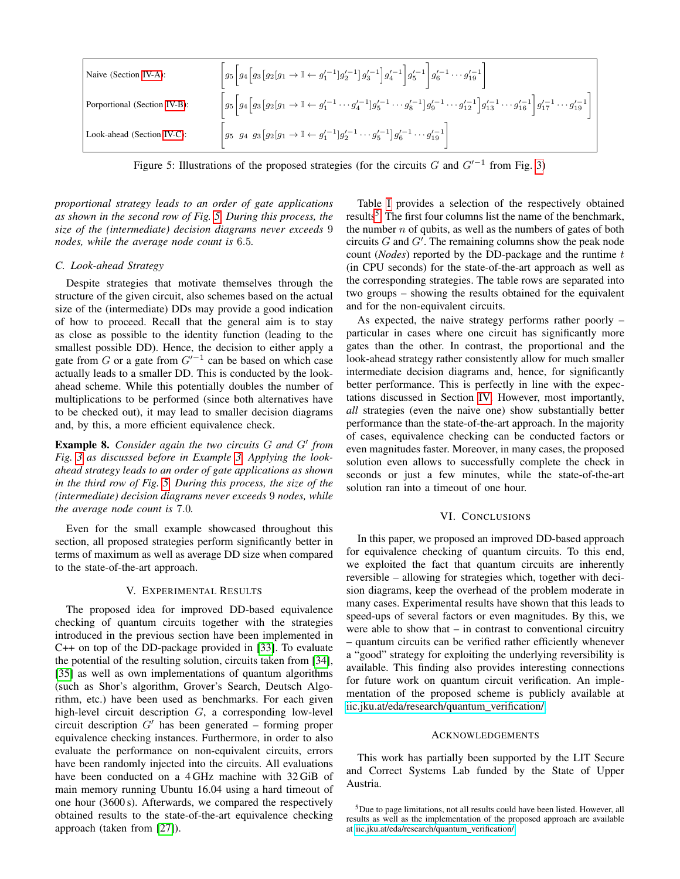| | |
|---|---|
| Naive (Section IV-A): | $\left[g_5\left[g_4\left[g_3\left[g_2[g_1 \rightarrow \mathbb{I} \leftarrow g_1'^{-1}]g_2'^{-1}\right]g_3'^{-1}\right]g_4'^{-1}\right]g_5'^{-1}\right]g_6'^{-1}\cdots g_{19}'^{-1}\right]$ |
| Porportional (Section IV-B): | $\left[g_5\left[g_4\left[g_3\left[g_2[g_1 \rightarrow \mathbb{I} \leftarrow g_1'^{-1}\cdots g_4'^{-1}]g_5'^{-1}\cdots g_8'^{-1}\right]g_9'^{-1}\cdots g_{12}'^{-1}\right]g_{13}'^{-1}\cdots g_{16}'^{-1}\right]g_{17}'^{-1}\cdots g_{19}'^{-1}\right]$ |
| Look-ahead (Section IV-C): | $\left[g_5\ \ g_4\ \ g_3\left[g_2[g_1 \rightarrow \mathbb{I} \leftarrow g_1'^{-1}]g_2'^{-1}\cdots g_5'^{-1}\right]g_6'^{-1}\cdots g_{19}'^{-1}\right]$ |

Figure 5: Illustrations of the proposed strategies (for the circuits $G$ and $G'^{-1}$ from Fig. 3)

*proportional strategy leads to an order of gate applications as shown in the second row of Fig. 5. During this process, the size of the (intermediate) decision diagrams never exceeds 9 nodes, while the average node count is 6.5.*

### C. Look-ahead Strategy

Despite strategies that motivate themselves through the structure of the given circuit, also schemes based on the actual size of the (intermediate) DDs may provide a good indication of how to proceed. Recall that the general aim is to stay as close as possible to the identity function (leading to the smallest possible DD). Hence, the decision to either apply a gate from $G$ or a gate from $G'^{-1}$ can be based on which case actually leads to a smaller DD. This is conducted by the look-ahead scheme. While this potentially doubles the number of multiplications to be performed (since both alternatives have to be checked out), it may lead to smaller decision diagrams and, by this, a more efficient equivalence check.

**Example 8.** *Consider again the two circuits $G$ and $G'$ from Fig. 3 as discussed before in Example 3. Applying the look-ahead strategy leads to an order of gate applications as shown in the third row of Fig. 5. During this process, the size of the (intermediate) decision diagrams never exceeds 9 nodes, while the average node count is 7.0.*

Even for the small example showcased throughout this section, all proposed strategies perform significantly better in terms of maximum as well as average DD size when compared to the state-of-the-art approach.

## V. Experimental Results

The proposed idea for improved DD-based equivalence checking of quantum circuits together with the strategies introduced in the previous section have been implemented in C++ on top of the DD-package provided in [33]. To evaluate the potential of the resulting solution, circuits taken from [34], [35] as well as own implementations of quantum algorithms (such as Shor's algorithm, Grover's Search, Deutsch Algorithm, etc.) have been used as benchmarks. For each given high-level circuit description $G$, a corresponding low-level circuit description $G'$ has been generated – forming proper equivalence checking instances. Furthermore, in order to also evaluate the performance on non-equivalent circuits, errors have been randomly injected into the circuits. All evaluations have been conducted on a 4 GHz machine with 32 GiB of main memory running Ubuntu 16.04 using a hard timeout of one hour (3600 s). Afterwards, we compared the respectively obtained results to the state-of-the-art equivalence checking approach (taken from [27]).

Table I provides a selection of the respectively obtained results[5]. The first four columns list the name of the benchmark, the number $n$ of qubits, as well as the numbers of gates of both circuits $G$ and $G'$. The remaining columns show the peak node count (*Nodes*) reported by the DD-package and the runtime $t$ (in CPU seconds) for the state-of-the-art approach as well as the corresponding strategies. The table rows are separated into two groups – showing the results obtained for the equivalent and for the non-equivalent circuits.

As expected, the naive strategy performs rather poorly – particular in cases where one circuit has significantly more gates than the other. In contrast, the proportional and the look-ahead strategy rather consistently allow for much smaller intermediate decision diagrams and, hence, for significantly better performance. This is perfectly in line with the expectations discussed in Section IV. However, most importantly, *all* strategies (even the naive one) show substantially better performance than the state-of-the-art approach. In the majority of cases, equivalence checking can be conducted factors or even magnitudes faster. Moreover, in many cases, the proposed solution even allows to successfully complete the check in seconds or just a few minutes, while the state-of-the-art solution ran into a timeout of one hour.

## VI. Conclusions

In this paper, we proposed an improved DD-based approach for equivalence checking of quantum circuits. To this end, we exploited the fact that quantum circuits are inherently reversible – allowing for strategies which, together with decision diagrams, keep the overhead of the problem moderate in many cases. Experimental results have shown that this leads to speed-ups of several factors or even magnitudes. By this, we were able to show that – in contrast to conventional circuitry – quantum circuits can be verified rather efficiently whenever a "good" strategy for exploiting the underlying reversibility is available. This finding also provides interesting connections for future work on quantum circuit verification. An implementation of the proposed scheme is publicly available at iic.jku.at/eda/research/quantum_verification/.

## Acknowledgements

This work has partially been supported by the LIT Secure and Correct Systems Lab funded by the State of Upper Austria.

[5] Due to page limitations, not all results could have been listed. However, all results as well as the implementation of the proposed approach are available at iic.jku.at/eda/research/quantum_verification/.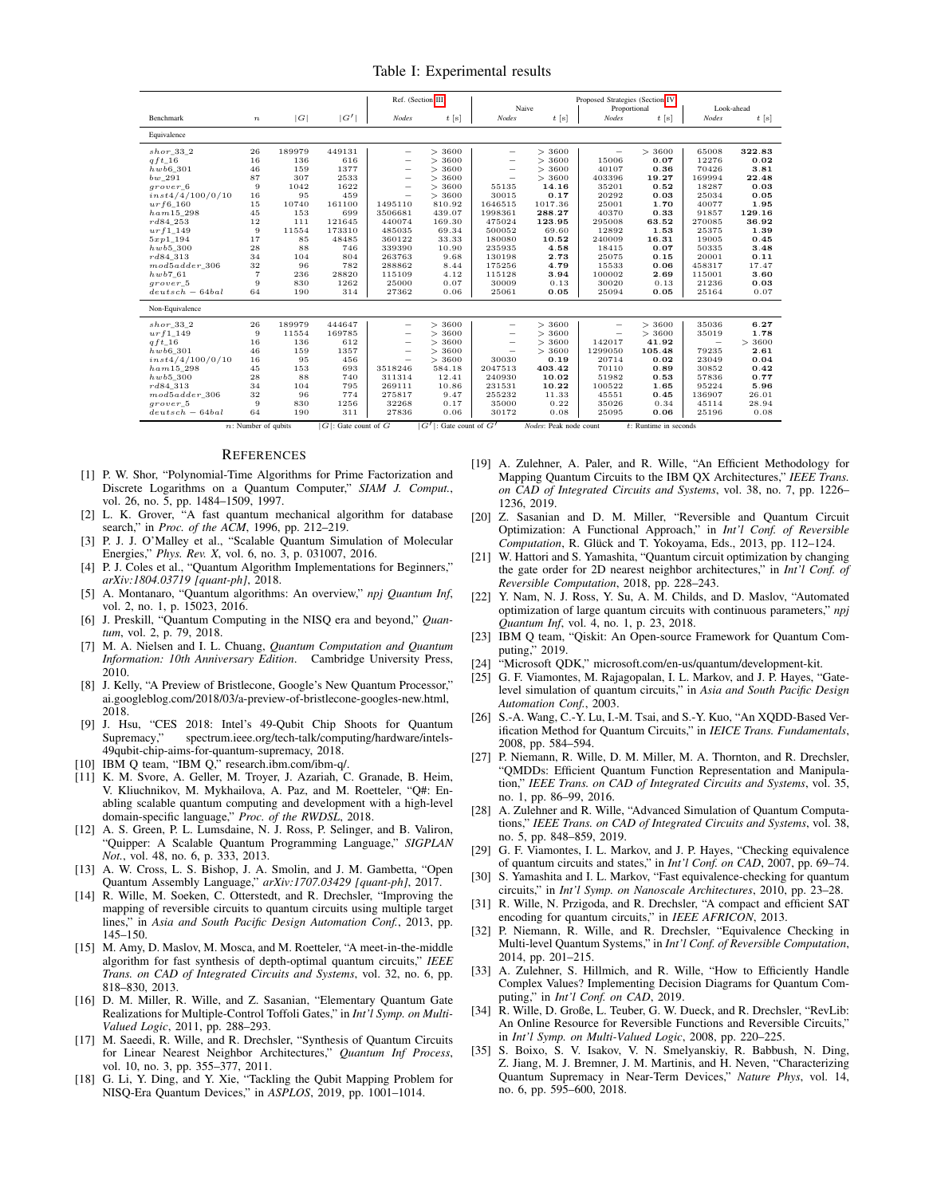Table I: Experimental results

| Benchmark | $n$ | $\|G\|$ | $\|G'\|$ | Ref. (Section III) *Nodes* | Ref. (Section III) $t$ [s] | Naive *Nodes* | Naive $t$ [s] | Proportional *Nodes* | Proportional $t$ [s] | Look-ahead *Nodes* | Look-ahead $t$ [s] |
|---|---|---|---|---|---|---|---|---|---|---|---|
| **Equivalence** | | | | | | | | | | | |
| $shor\_33\_2$ | 26 | 189979 | 449131 | – | > 3600 | – | > 3600 | – | > 3600 | 65008 | **322.83** |
| $qft\_16$ | 16 | 136 | 616 | – | > 3600 | – | > 3600 | 15006 | **0.07** | 12276 | **0.02** |
| $hwb6\_301$ | 46 | 159 | 1377 | – | > 3600 | – | > 3600 | 40107 | **0.36** | 70426 | **3.81** |
| $bw\_291$ | 87 | 307 | 2533 | – | > 3600 | – | > 3600 | 403396 | **19.27** | 169994 | **22.48** |
| $grover\_6$ | 9 | 1042 | 1622 | – | > 3600 | 55135 | **14.16** | 35201 | **0.52** | 18287 | **0.03** |
| $inst4/4/100/0/10$ | 16 | 95 | 459 | – | > 3600 | 30015 | **0.17** | 20292 | **0.03** | 25034 | **0.05** |
| $urf6\_160$ | 15 | 10740 | 161100 | 1495110 | 810.92 | 1646515 | 1017.36 | 25001 | **1.70** | 40077 | **1.95** |
| $ham15\_298$ | 45 | 153 | 699 | 3506681 | 439.07 | 1998361 | **288.27** | 40370 | **0.33** | 91857 | **129.16** |
| $rd84\_253$ | 12 | 111 | 121645 | 440074 | 169.30 | 475024 | **123.95** | 295008 | **63.52** | 270085 | **36.92** |
| $urf1\_149$ | 9 | 11554 | 173310 | 485035 | 69.34 | 500052 | 69.60 | 12892 | **1.53** | 25375 | **1.39** |
| $5xp1\_194$ | 17 | 85 | 48485 | 360122 | 33.33 | 180080 | **10.52** | 240009 | **16.31** | 19005 | **0.45** |
| $hwb5\_300$ | 28 | 88 | 746 | 339390 | 10.90 | 235935 | **4.58** | 18415 | **0.07** | 50335 | **3.48** |
| $rd84\_313$ | 34 | 104 | 804 | 263763 | 9.68 | 130198 | **2.73** | 25075 | **0.15** | 20001 | **0.11** |
| $mod5adder\_306$ | 32 | 96 | 782 | 288862 | 8.44 | 175256 | **4.79** | 15533 | **0.06** | 458317 | 17.47 |
| $hwb7\_61$ | 7 | 236 | 28820 | 115109 | 4.12 | 115128 | **3.94** | 100002 | **2.69** | 115001 | **3.60** |
| $grover\_5$ | 9 | 830 | 1262 | 25000 | 0.07 | 30009 | 0.13 | 30020 | 0.13 | 21236 | **0.03** |
| $deutsch-64bal$ | 64 | 190 | 314 | 27362 | 0.06 | 25061 | **0.05** | 25094 | **0.05** | 25164 | 0.07 |
| **Non-Equivalence** | | | | | | | | | | | |
| $shor\_33\_2$ | 26 | 189979 | 444647 | – | > 3600 | – | > 3600 | – | > 3600 | 35036 | **6.27** |
| $urf1\_149$ | 9 | 11554 | 169785 | – | > 3600 | – | > 3600 | – | > 3600 | 35019 | **1.78** |
| $qft\_16$ | 16 | 136 | 612 | – | > 3600 | – | > 3600 | 142017 | **41.92** | – | > 3600 |
| $hwb6\_301$ | 46 | 159 | 1357 | – | > 3600 | – | > 3600 | 1299050 | **105.48** | 79235 | **2.61** |
| $inst4/4/100/0/10$ | 16 | 95 | 456 | – | > 3600 | 30030 | **0.19** | 20714 | **0.02** | 23049 | **0.04** |
| $ham15\_298$ | 45 | 153 | 693 | 3518246 | 584.18 | 2047513 | **403.42** | 70110 | **0.89** | 30852 | **0.42** |
| $hwb5\_300$ | 28 | 88 | 740 | 311314 | 12.41 | 240930 | **10.02** | 51982 | **0.53** | 57836 | **0.77** |
| $rd84\_313$ | 34 | 104 | 795 | 269111 | 10.86 | 231531 | **10.22** | 100522 | **1.65** | 95224 | **5.96** |
| $mod5adder\_306$ | 32 | 96 | 774 | 275817 | 9.47 | 255232 | 11.33 | 45551 | **0.45** | 136907 | 26.01 |
| $grover\_5$ | 9 | 830 | 1256 | 32268 | 0.17 | 35000 | 0.22 | 35026 | 0.34 | 45114 | 28.94 |
| $deutsch-64bal$ | 64 | 190 | 311 | 27836 | 0.06 | 30172 | 0.08 | 25095 | **0.06** | 25196 | 0.08 |

$n$: Number of qubits  $|G|$: Gate count of $G$  $|G'|$: Gate count of $G'$  *Nodes*: Peak node count  $t$: Runtime in seconds

Proposed Strategies (Section IV): Naive, Proportional, Look-ahead

## References

[1] P. W. Shor, "Polynomial-Time Algorithms for Prime Factorization and Discrete Logarithms on a Quantum Computer," *SIAM J. Comput.*, vol. 26, no. 5, pp. 1484–1509, 1997.

[2] L. K. Grover, "A fast quantum mechanical algorithm for database search," in *Proc. of the ACM*, 1996, pp. 212–219.

[3] P. J. J. O'Malley et al., "Scalable Quantum Simulation of Molecular Energies," *Phys. Rev. X*, vol. 6, no. 3, p. 031007, 2016.

[4] P. J. Coles et al., "Quantum Algorithm Implementations for Beginners," *arXiv:1804.03719 [quant-ph]*, 2018.

[5] A. Montanaro, "Quantum algorithms: An overview," *npj Quantum Inf*, vol. 2, no. 1, p. 15023, 2016.

[6] J. Preskill, "Quantum Computing in the NISQ era and beyond," *Quantum*, vol. 2, p. 79, 2018.

[7] M. A. Nielsen and I. L. Chuang, *Quantum Computation and Quantum Information: 10th Anniversary Edition*. Cambridge University Press, 2010.

[8] J. Kelly, "A Preview of Bristlecone, Google's New Quantum Processor," ai.googleblog.com/2018/03/a-preview-of-bristlecone-googles-new.html, 2018.

[9] J. Hsu, "CES 2018: Intel's 49-Qubit Chip Shoots for Quantum Supremacy," spectrum.ieee.org/tech-talk/computing/hardware/intels-49qubit-chip-aims-for-quantum-supremacy, 2018.

[10] IBM Q team, "IBM Q," research.ibm.com/ibm-q/.

[11] K. M. Svore, A. Geller, M. Troyer, J. Azariah, C. Granade, B. Heim, V. Kliuchnikov, M. Mykhailova, A. Paz, and M. Roetteler, "Q#: Enabling scalable quantum computing and development with a high-level domain-specific language," *Proc. of the RWDSL*, 2018.

[12] A. S. Green, P. L. Lumsdaine, N. J. Ross, P. Selinger, and B. Valiron, "Quipper: A Scalable Quantum Programming Language," *SIGPLAN Not.*, vol. 48, no. 6, p. 333, 2013.

[13] A. W. Cross, L. S. Bishop, J. A. Smolin, and J. M. Gambetta, "Open Quantum Assembly Language," *arXiv:1707.03429 [quant-ph]*, 2017.

[14] R. Wille, M. Soeken, C. Otterstedt, and R. Drechsler, "Improving the mapping of reversible circuits to quantum circuits using multiple target lines," in *Asia and South Pacific Design Automation Conf.*, 2013, pp. 145–150.

[15] M. Amy, D. Maslov, M. Mosca, and M. Roetteler, "A meet-in-the-middle algorithm for fast synthesis of depth-optimal quantum circuits," *IEEE Trans. on CAD of Integrated Circuits and Systems*, vol. 32, no. 6, pp. 818–830, 2013.

[16] D. M. Miller, R. Wille, and Z. Sasanian, "Elementary Quantum Gate Realizations for Multiple-Control Toffoli Gates," in *Int'l Symp. on Multi-Valued Logic*, 2011, pp. 288–293.

[17] M. Saeedi, R. Wille, and R. Drechsler, "Synthesis of Quantum Circuits for Linear Nearest Neighbor Architectures," *Quantum Inf Process*, vol. 10, no. 3, pp. 355–377, 2011.

[18] G. Li, Y. Ding, and Y. Xie, "Tackling the Qubit Mapping Problem for NISQ-Era Quantum Devices," in *ASPLOS*, 2019, pp. 1001–1014.

[19] A. Zulehner, A. Paler, and R. Wille, "An Efficient Methodology for Mapping Quantum Circuits to the IBM QX Architectures," *IEEE Trans. on CAD of Integrated Circuits and Systems*, vol. 38, no. 7, pp. 1226–1236, 2019.

[20] Z. Sasanian and D. M. Miller, "Reversible and Quantum Circuit Optimization: A Functional Approach," in *Int'l Conf. of Reversible Computation*, R. Glück and T. Yokoyama, Eds., 2013, pp. 112–124.

[21] W. Hattori and S. Yamashita, "Quantum circuit optimization by changing the gate order for 2D nearest neighbor architectures," in *Int'l Conf. of Reversible Computation*, 2018, pp. 228–243.

[22] Y. Nam, N. J. Ross, Y. Su, A. M. Childs, and D. Maslov, "Automated optimization of large quantum circuits with continuous parameters," *npj Quantum Inf*, vol. 4, no. 1, p. 23, 2018.

[23] IBM Q team, "Qiskit: An Open-source Framework for Quantum Computing," 2019.

[24] "Microsoft QDK," microsoft.com/en-us/quantum/development-kit.

[25] G. F. Viamontes, M. Rajagopalan, I. L. Markov, and J. P. Hayes, "Gate-level simulation of quantum circuits," in *Asia and South Pacific Design Automation Conf.*, 2003.

[26] S.-A. Wang, C.-Y. Lu, I.-M. Tsai, and S.-Y. Kuo, "An XQDD-Based Verification Method for Quantum Circuits," in *IEICE Trans. Fundamentals*, 2008, pp. 584–594.

[27] P. Niemann, R. Wille, D. M. Miller, M. A. Thornton, and R. Drechsler, "QMDDs: Efficient Quantum Function Representation and Manipulation," *IEEE Trans. on CAD of Integrated Circuits and Systems*, vol. 35, no. 1, pp. 86–99, 2016.

[28] A. Zulehner and R. Wille, "Advanced Simulation of Quantum Computations," *IEEE Trans. on CAD of Integrated Circuits and Systems*, vol. 38, no. 5, pp. 848–859, 2019.

[29] G. F. Viamontes, I. L. Markov, and J. P. Hayes, "Checking equivalence of quantum circuits and states," in *Int'l Conf. on CAD*, 2007, pp. 69–74.

[30] S. Yamashita and I. L. Markov, "Fast equivalence-checking for quantum circuits," in *Int'l Symp. on Nanoscale Architectures*, 2010, pp. 23–28.

[31] R. Wille, N. Przigoda, and R. Drechsler, "A compact and efficient SAT encoding for quantum circuits," in *IEEE AFRICON*, 2013.

[32] P. Niemann, R. Wille, and R. Drechsler, "Equivalence Checking in Multi-level Quantum Systems," in *Int'l Conf. of Reversible Computation*, 2014, pp. 201–215.

[33] A. Zulehner, S. Hillmich, and R. Wille, "How to Efficiently Handle Complex Values? Implementing Decision Diagrams for Quantum Computing," in *Int'l Conf. on CAD*, 2019.

[34] R. Wille, D. Große, L. Teuber, G. W. Dueck, and R. Drechsler, "RevLib: An Online Resource for Reversible Functions and Reversible Circuits," in *Int'l Symp. on Multi-Valued Logic*, 2008, pp. 220–225.

[35] S. Boixo, S. V. Isakov, V. N. Smelyanskiy, R. Babbush, N. Ding, Z. Jiang, M. J. Bremner, J. M. Martinis, and H. Neven, "Characterizing Quantum Supremacy in Near-Term Devices," *Nature Phys*, vol. 14, no. 6, pp. 595–600, 2018.